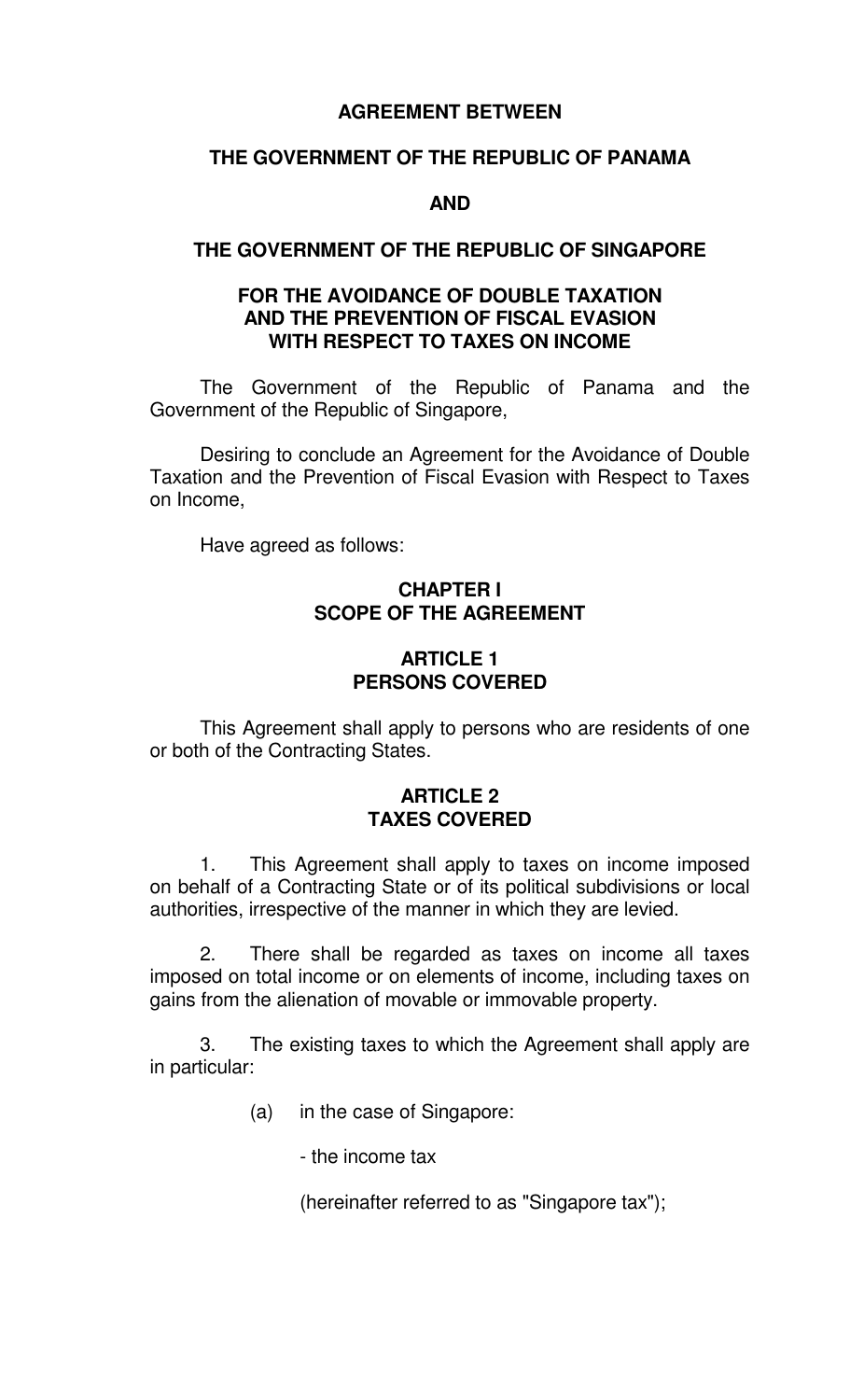# AGREEMENT BETWEEN

# THE GOVERNMENT OF THE REPUBLIC OF PANAMA

# AND

# THE GOVERNMENT OF THE REPUBLIC OF SINGAPORE

# FOR THE AVOIDANCE OF DOUBLE TAXATION AND THE PREVENTION OF FISCAL EVASION WITH RESPECT TO TAXES ON INCOME

The Government of the Republic of Panama and the Government of the Republic of Singapore,

Desiring to conclude an Agreement for the Avoidance of Double Taxation and the Prevention of Fiscal Evasion with Respect to Taxes on Income,

Have agreed as follows:

## CHAPTER I
## SCOPE OF THE AGREEMENT

### ARTICLE 1
### PERSONS COVERED

This Agreement shall apply to persons who are residents of one or both of the Contracting States.

### ARTICLE 2
### TAXES COVERED

1. This Agreement shall apply to taxes on income imposed on behalf of a Contracting State or of its political subdivisions or local authorities, irrespective of the manner in which they are levied.

2. There shall be regarded as taxes on income all taxes imposed on total income or on elements of income, including taxes on gains from the alienation of movable or immovable property.

3. The existing taxes to which the Agreement shall apply are in particular:

(a) in the case of Singapore:

- the income tax

(hereinafter referred to as "Singapore tax");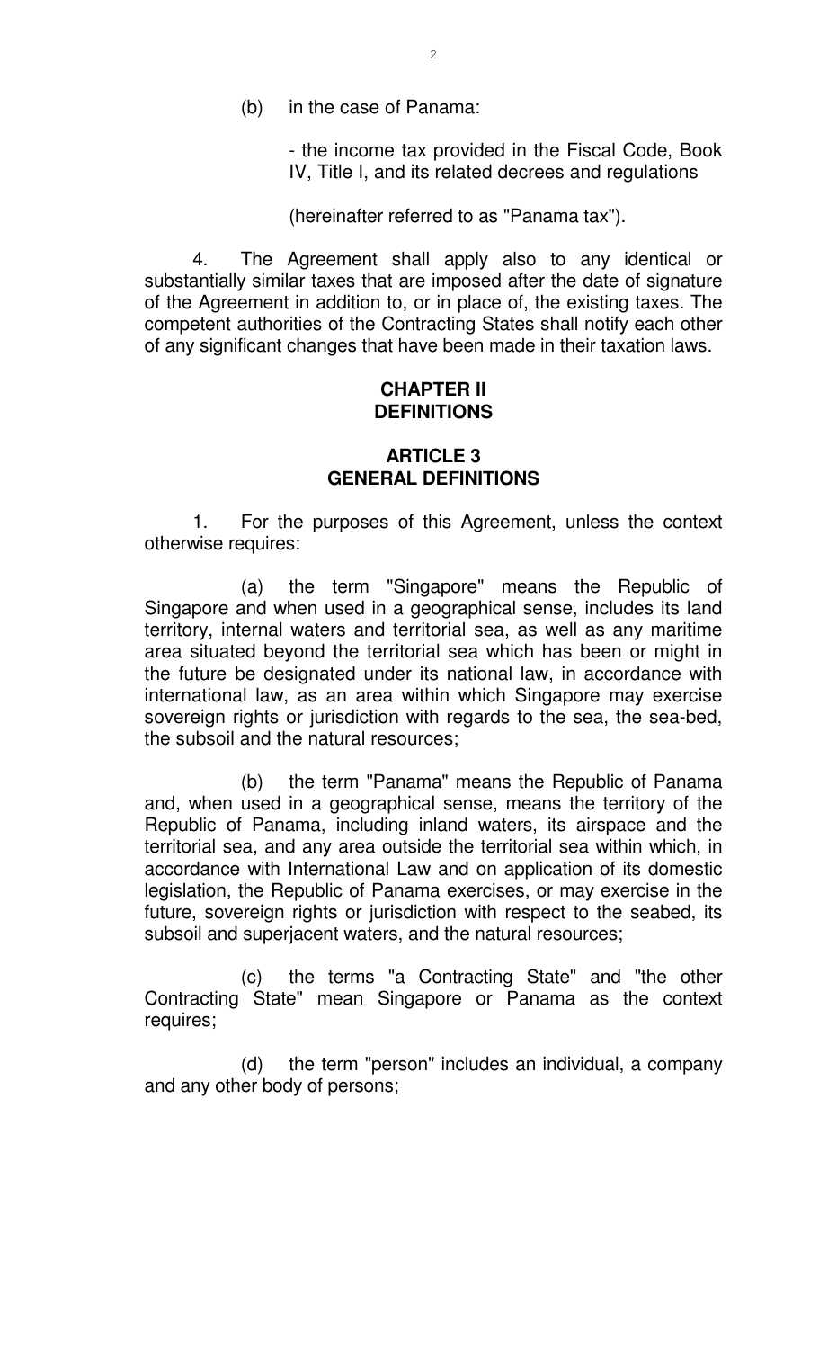(b) in the case of Panama:

- the income tax provided in the Fiscal Code, Book IV, Title I, and its related decrees and regulations

(hereinafter referred to as "Panama tax").

4. The Agreement shall apply also to any identical or substantially similar taxes that are imposed after the date of signature of the Agreement in addition to, or in place of, the existing taxes. The competent authorities of the Contracting States shall notify each other of any significant changes that have been made in their taxation laws.

## CHAPTER II
## DEFINITIONS

### ARTICLE 3
### GENERAL DEFINITIONS

1. For the purposes of this Agreement, unless the context otherwise requires:

(a) the term "Singapore" means the Republic of Singapore and when used in a geographical sense, includes its land territory, internal waters and territorial sea, as well as any maritime area situated beyond the territorial sea which has been or might in the future be designated under its national law, in accordance with international law, as an area within which Singapore may exercise sovereign rights or jurisdiction with regards to the sea, the sea-bed, the subsoil and the natural resources;

(b) the term "Panama" means the Republic of Panama and, when used in a geographical sense, means the territory of the Republic of Panama, including inland waters, its airspace and the territorial sea, and any area outside the territorial sea within which, in accordance with International Law and on application of its domestic legislation, the Republic of Panama exercises, or may exercise in the future, sovereign rights or jurisdiction with respect to the seabed, its subsoil and superjacent waters, and the natural resources;

(c) the terms "a Contracting State" and "the other Contracting State" mean Singapore or Panama as the context requires;

(d) the term "person" includes an individual, a company and any other body of persons;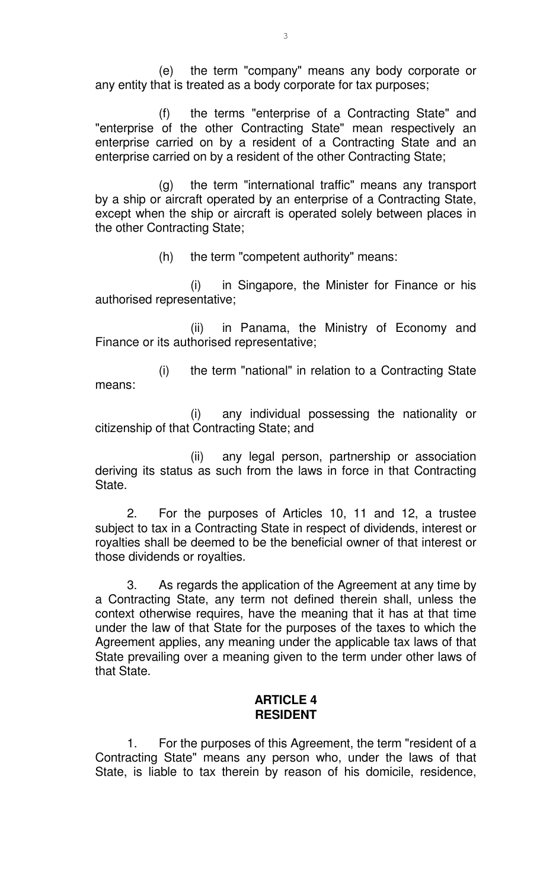(e) the term "company" means any body corporate or any entity that is treated as a body corporate for tax purposes;

(f) the terms "enterprise of a Contracting State" and "enterprise of the other Contracting State" mean respectively an enterprise carried on by a resident of a Contracting State and an enterprise carried on by a resident of the other Contracting State;

(g) the term "international traffic" means any transport by a ship or aircraft operated by an enterprise of a Contracting State, except when the ship or aircraft is operated solely between places in the other Contracting State;

(h) the term "competent authority" means:

(i) in Singapore, the Minister for Finance or his authorised representative;

(ii) in Panama, the Ministry of Economy and Finance or its authorised representative;

(i) the term "national" in relation to a Contracting State means:

(i) any individual possessing the nationality or citizenship of that Contracting State; and

(ii) any legal person, partnership or association deriving its status as such from the laws in force in that Contracting State.

2. For the purposes of Articles 10, 11 and 12, a trustee subject to tax in a Contracting State in respect of dividends, interest or royalties shall be deemed to be the beneficial owner of that interest or those dividends or royalties.

3. As regards the application of the Agreement at any time by a Contracting State, any term not defined therein shall, unless the context otherwise requires, have the meaning that it has at that time under the law of that State for the purposes of the taxes to which the Agreement applies, any meaning under the applicable tax laws of that State prevailing over a meaning given to the term under other laws of that State.

## ARTICLE 4
## RESIDENT

1. For the purposes of this Agreement, the term "resident of a Contracting State" means any person who, under the laws of that State, is liable to tax therein by reason of his domicile, residence,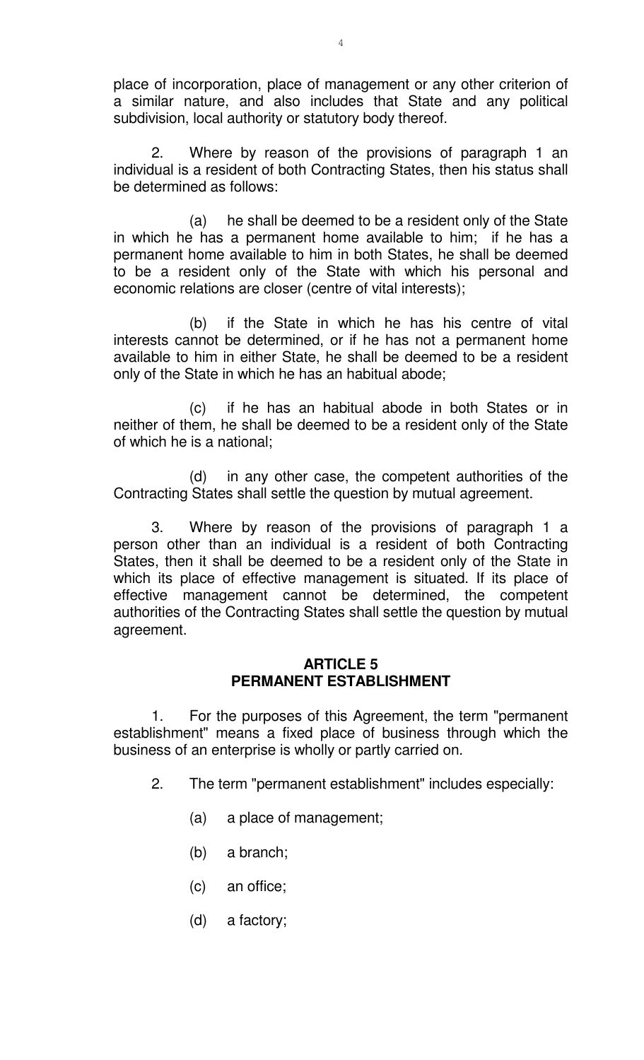place of incorporation, place of management or any other criterion of a similar nature, and also includes that State and any political subdivision, local authority or statutory body thereof.

2. Where by reason of the provisions of paragraph 1 an individual is a resident of both Contracting States, then his status shall be determined as follows:

(a) he shall be deemed to be a resident only of the State in which he has a permanent home available to him; if he has a permanent home available to him in both States, he shall be deemed to be a resident only of the State with which his personal and economic relations are closer (centre of vital interests);

(b) if the State in which he has his centre of vital interests cannot be determined, or if he has not a permanent home available to him in either State, he shall be deemed to be a resident only of the State in which he has an habitual abode;

(c) if he has an habitual abode in both States or in neither of them, he shall be deemed to be a resident only of the State of which he is a national;

(d) in any other case, the competent authorities of the Contracting States shall settle the question by mutual agreement.

3. Where by reason of the provisions of paragraph 1 a person other than an individual is a resident of both Contracting States, then it shall be deemed to be a resident only of the State in which its place of effective management is situated. If its place of effective management cannot be determined, the competent authorities of the Contracting States shall settle the question by mutual agreement.

## ARTICLE 5
## PERMANENT ESTABLISHMENT

1. For the purposes of this Agreement, the term "permanent establishment" means a fixed place of business through which the business of an enterprise is wholly or partly carried on.

2. The term "permanent establishment" includes especially:

(a) a place of management;

(b) a branch;

(c) an office;

(d) a factory;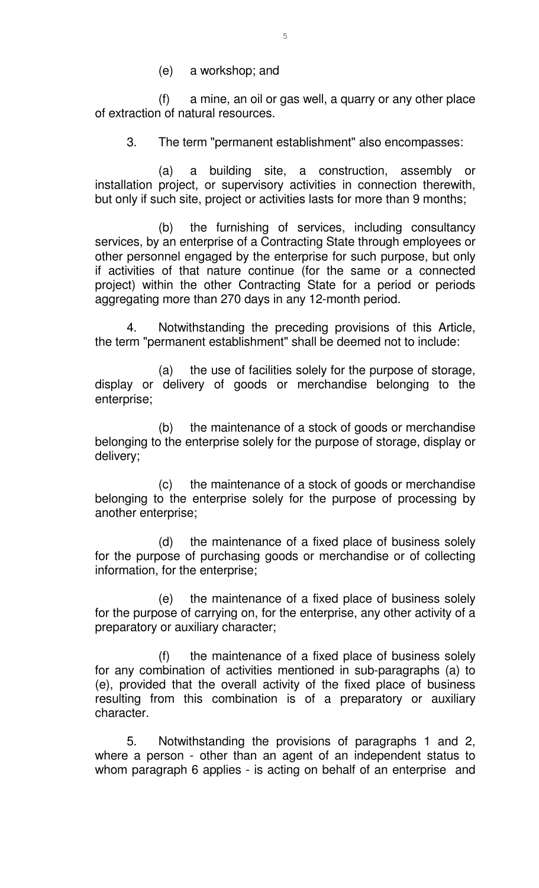(e) a workshop; and

(f) a mine, an oil or gas well, a quarry or any other place of extraction of natural resources.

3. The term "permanent establishment" also encompasses:

(a) a building site, a construction, assembly or installation project, or supervisory activities in connection therewith, but only if such site, project or activities lasts for more than 9 months;

(b) the furnishing of services, including consultancy services, by an enterprise of a Contracting State through employees or other personnel engaged by the enterprise for such purpose, but only if activities of that nature continue (for the same or a connected project) within the other Contracting State for a period or periods aggregating more than 270 days in any 12-month period.

4. Notwithstanding the preceding provisions of this Article, the term "permanent establishment" shall be deemed not to include:

(a) the use of facilities solely for the purpose of storage, display or delivery of goods or merchandise belonging to the enterprise;

(b) the maintenance of a stock of goods or merchandise belonging to the enterprise solely for the purpose of storage, display or delivery;

(c) the maintenance of a stock of goods or merchandise belonging to the enterprise solely for the purpose of processing by another enterprise;

(d) the maintenance of a fixed place of business solely for the purpose of purchasing goods or merchandise or of collecting information, for the enterprise;

(e) the maintenance of a fixed place of business solely for the purpose of carrying on, for the enterprise, any other activity of a preparatory or auxiliary character;

(f) the maintenance of a fixed place of business solely for any combination of activities mentioned in sub-paragraphs (a) to (e), provided that the overall activity of the fixed place of business resulting from this combination is of a preparatory or auxiliary character.

5. Notwithstanding the provisions of paragraphs 1 and 2, where a person - other than an agent of an independent status to whom paragraph 6 applies - is acting on behalf of an enterprise and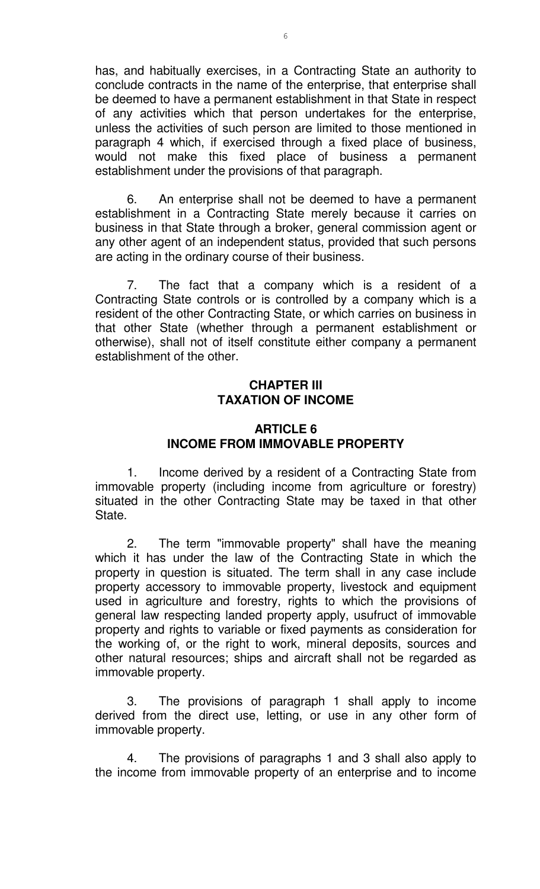has, and habitually exercises, in a Contracting State an authority to conclude contracts in the name of the enterprise, that enterprise shall be deemed to have a permanent establishment in that State in respect of any activities which that person undertakes for the enterprise, unless the activities of such person are limited to those mentioned in paragraph 4 which, if exercised through a fixed place of business, would not make this fixed place of business a permanent establishment under the provisions of that paragraph.

6. An enterprise shall not be deemed to have a permanent establishment in a Contracting State merely because it carries on business in that State through a broker, general commission agent or any other agent of an independent status, provided that such persons are acting in the ordinary course of their business.

7. The fact that a company which is a resident of a Contracting State controls or is controlled by a company which is a resident of the other Contracting State, or which carries on business in that other State (whether through a permanent establishment or otherwise), shall not of itself constitute either company a permanent establishment of the other.

## CHAPTER III
## TAXATION OF INCOME

### ARTICLE 6
### INCOME FROM IMMOVABLE PROPERTY

1. Income derived by a resident of a Contracting State from immovable property (including income from agriculture or forestry) situated in the other Contracting State may be taxed in that other State.

2. The term "immovable property" shall have the meaning which it has under the law of the Contracting State in which the property in question is situated. The term shall in any case include property accessory to immovable property, livestock and equipment used in agriculture and forestry, rights to which the provisions of general law respecting landed property apply, usufruct of immovable property and rights to variable or fixed payments as consideration for the working of, or the right to work, mineral deposits, sources and other natural resources; ships and aircraft shall not be regarded as immovable property.

3. The provisions of paragraph 1 shall apply to income derived from the direct use, letting, or use in any other form of immovable property.

4. The provisions of paragraphs 1 and 3 shall also apply to the income from immovable property of an enterprise and to income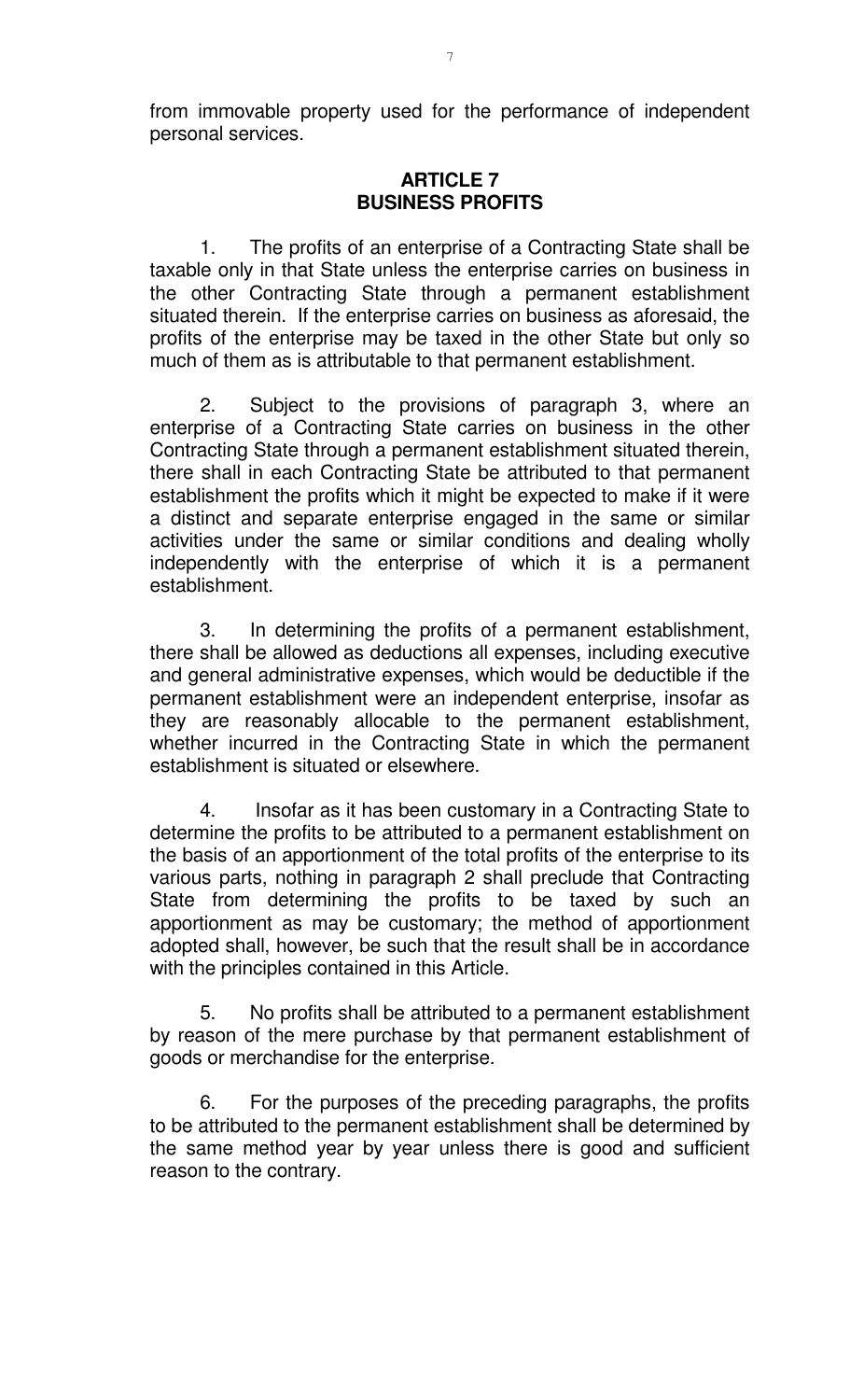from immovable property used for the performance of independent personal services.

## ARTICLE 7
## BUSINESS PROFITS

1. The profits of an enterprise of a Contracting State shall be taxable only in that State unless the enterprise carries on business in the other Contracting State through a permanent establishment situated therein. If the enterprise carries on business as aforesaid, the profits of the enterprise may be taxed in the other State but only so much of them as is attributable to that permanent establishment.

2. Subject to the provisions of paragraph 3, where an enterprise of a Contracting State carries on business in the other Contracting State through a permanent establishment situated therein, there shall in each Contracting State be attributed to that permanent establishment the profits which it might be expected to make if it were a distinct and separate enterprise engaged in the same or similar activities under the same or similar conditions and dealing wholly independently with the enterprise of which it is a permanent establishment.

3. In determining the profits of a permanent establishment, there shall be allowed as deductions all expenses, including executive and general administrative expenses, which would be deductible if the permanent establishment were an independent enterprise, insofar as they are reasonably allocable to the permanent establishment, whether incurred in the Contracting State in which the permanent establishment is situated or elsewhere.

4. Insofar as it has been customary in a Contracting State to determine the profits to be attributed to a permanent establishment on the basis of an apportionment of the total profits of the enterprise to its various parts, nothing in paragraph 2 shall preclude that Contracting State from determining the profits to be taxed by such an apportionment as may be customary; the method of apportionment adopted shall, however, be such that the result shall be in accordance with the principles contained in this Article.

5. No profits shall be attributed to a permanent establishment by reason of the mere purchase by that permanent establishment of goods or merchandise for the enterprise.

6. For the purposes of the preceding paragraphs, the profits to be attributed to the permanent establishment shall be determined by the same method year by year unless there is good and sufficient reason to the contrary.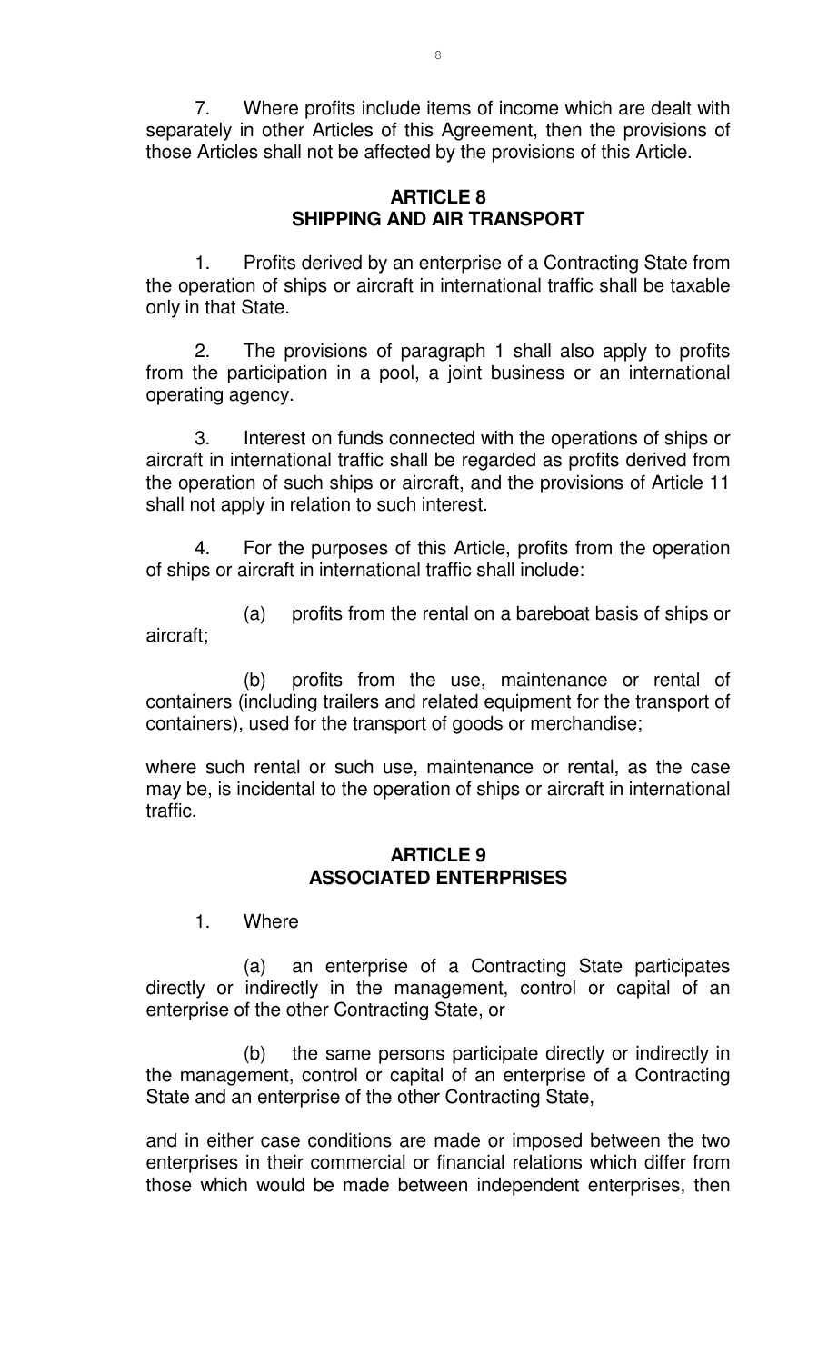7. Where profits include items of income which are dealt with separately in other Articles of this Agreement, then the provisions of those Articles shall not be affected by the provisions of this Article.

## ARTICLE 8
## SHIPPING AND AIR TRANSPORT

1. Profits derived by an enterprise of a Contracting State from the operation of ships or aircraft in international traffic shall be taxable only in that State.

2. The provisions of paragraph 1 shall also apply to profits from the participation in a pool, a joint business or an international operating agency.

3. Interest on funds connected with the operations of ships or aircraft in international traffic shall be regarded as profits derived from the operation of such ships or aircraft, and the provisions of Article 11 shall not apply in relation to such interest.

4. For the purposes of this Article, profits from the operation of ships or aircraft in international traffic shall include:

(a) profits from the rental on a bareboat basis of ships or aircraft;

(b) profits from the use, maintenance or rental of containers (including trailers and related equipment for the transport of containers), used for the transport of goods or merchandise;

where such rental or such use, maintenance or rental, as the case may be, is incidental to the operation of ships or aircraft in international traffic.

## ARTICLE 9
## ASSOCIATED ENTERPRISES

1. Where

(a) an enterprise of a Contracting State participates directly or indirectly in the management, control or capital of an enterprise of the other Contracting State, or

(b) the same persons participate directly or indirectly in the management, control or capital of an enterprise of a Contracting State and an enterprise of the other Contracting State,

and in either case conditions are made or imposed between the two enterprises in their commercial or financial relations which differ from those which would be made between independent enterprises, then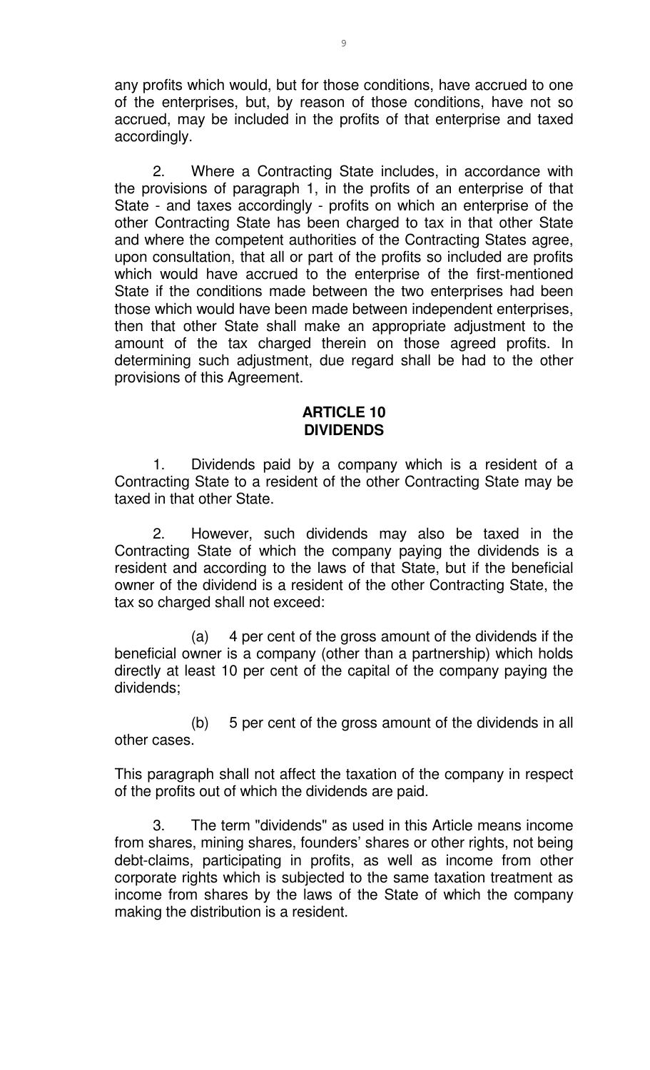any profits which would, but for those conditions, have accrued to one of the enterprises, but, by reason of those conditions, have not so accrued, may be included in the profits of that enterprise and taxed accordingly.

2. Where a Contracting State includes, in accordance with the provisions of paragraph 1, in the profits of an enterprise of that State - and taxes accordingly - profits on which an enterprise of the other Contracting State has been charged to tax in that other State and where the competent authorities of the Contracting States agree, upon consultation, that all or part of the profits so included are profits which would have accrued to the enterprise of the first-mentioned State if the conditions made between the two enterprises had been those which would have been made between independent enterprises, then that other State shall make an appropriate adjustment to the amount of the tax charged therein on those agreed profits. In determining such adjustment, due regard shall be had to the other provisions of this Agreement.

## ARTICLE 10
## DIVIDENDS

1. Dividends paid by a company which is a resident of a Contracting State to a resident of the other Contracting State may be taxed in that other State.

2. However, such dividends may also be taxed in the Contracting State of which the company paying the dividends is a resident and according to the laws of that State, but if the beneficial owner of the dividend is a resident of the other Contracting State, the tax so charged shall not exceed:

(a) 4 per cent of the gross amount of the dividends if the beneficial owner is a company (other than a partnership) which holds directly at least 10 per cent of the capital of the company paying the dividends;

(b) 5 per cent of the gross amount of the dividends in all other cases.

This paragraph shall not affect the taxation of the company in respect of the profits out of which the dividends are paid.

3. The term "dividends" as used in this Article means income from shares, mining shares, founders' shares or other rights, not being debt-claims, participating in profits, as well as income from other corporate rights which is subjected to the same taxation treatment as income from shares by the laws of the State of which the company making the distribution is a resident.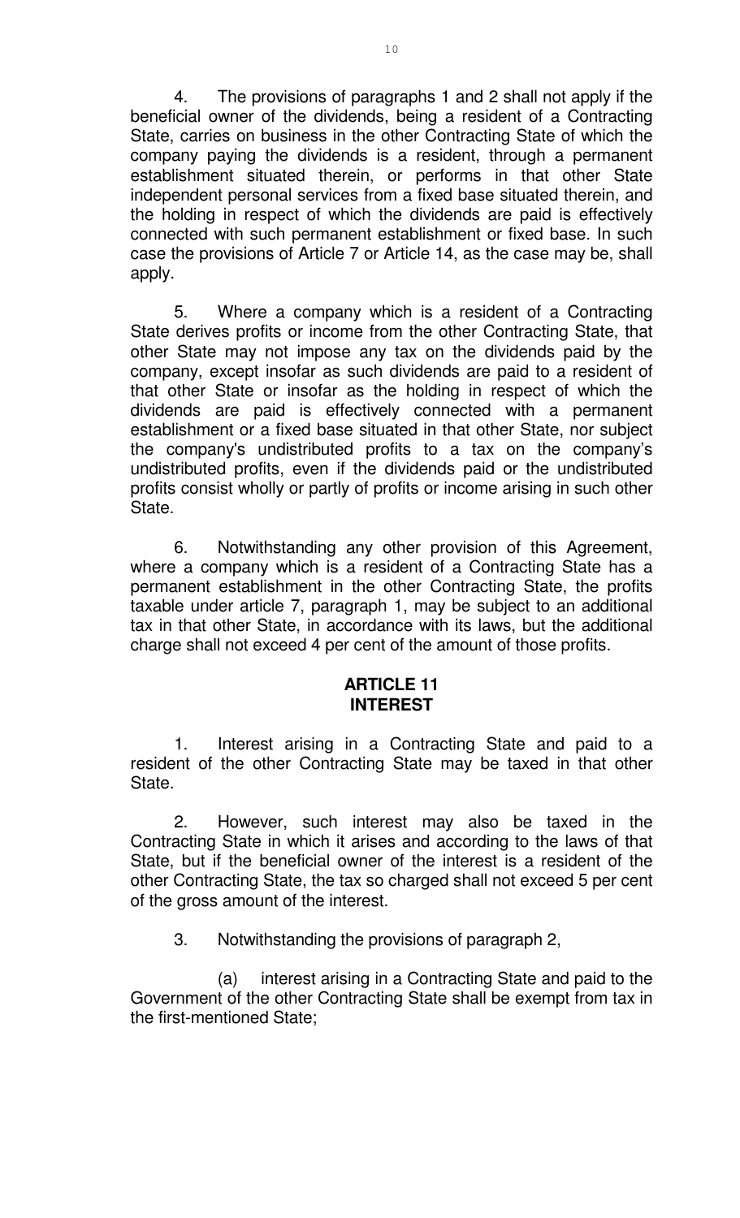4. The provisions of paragraphs 1 and 2 shall not apply if the beneficial owner of the dividends, being a resident of a Contracting State, carries on business in the other Contracting State of which the company paying the dividends is a resident, through a permanent establishment situated therein, or performs in that other State independent personal services from a fixed base situated therein, and the holding in respect of which the dividends are paid is effectively connected with such permanent establishment or fixed base. In such case the provisions of Article 7 or Article 14, as the case may be, shall apply.

5. Where a company which is a resident of a Contracting State derives profits or income from the other Contracting State, that other State may not impose any tax on the dividends paid by the company, except insofar as such dividends are paid to a resident of that other State or insofar as the holding in respect of which the dividends are paid is effectively connected with a permanent establishment or a fixed base situated in that other State, nor subject the company's undistributed profits to a tax on the company's undistributed profits, even if the dividends paid or the undistributed profits consist wholly or partly of profits or income arising in such other State.

6. Notwithstanding any other provision of this Agreement, where a company which is a resident of a Contracting State has a permanent establishment in the other Contracting State, the profits taxable under article 7, paragraph 1, may be subject to an additional tax in that other State, in accordance with its laws, but the additional charge shall not exceed 4 per cent of the amount of those profits.

## ARTICLE 11
## INTEREST

1. Interest arising in a Contracting State and paid to a resident of the other Contracting State may be taxed in that other State.

2. However, such interest may also be taxed in the Contracting State in which it arises and according to the laws of that State, but if the beneficial owner of the interest is a resident of the other Contracting State, the tax so charged shall not exceed 5 per cent of the gross amount of the interest.

3. Notwithstanding the provisions of paragraph 2,

(a) interest arising in a Contracting State and paid to the Government of the other Contracting State shall be exempt from tax in the first-mentioned State;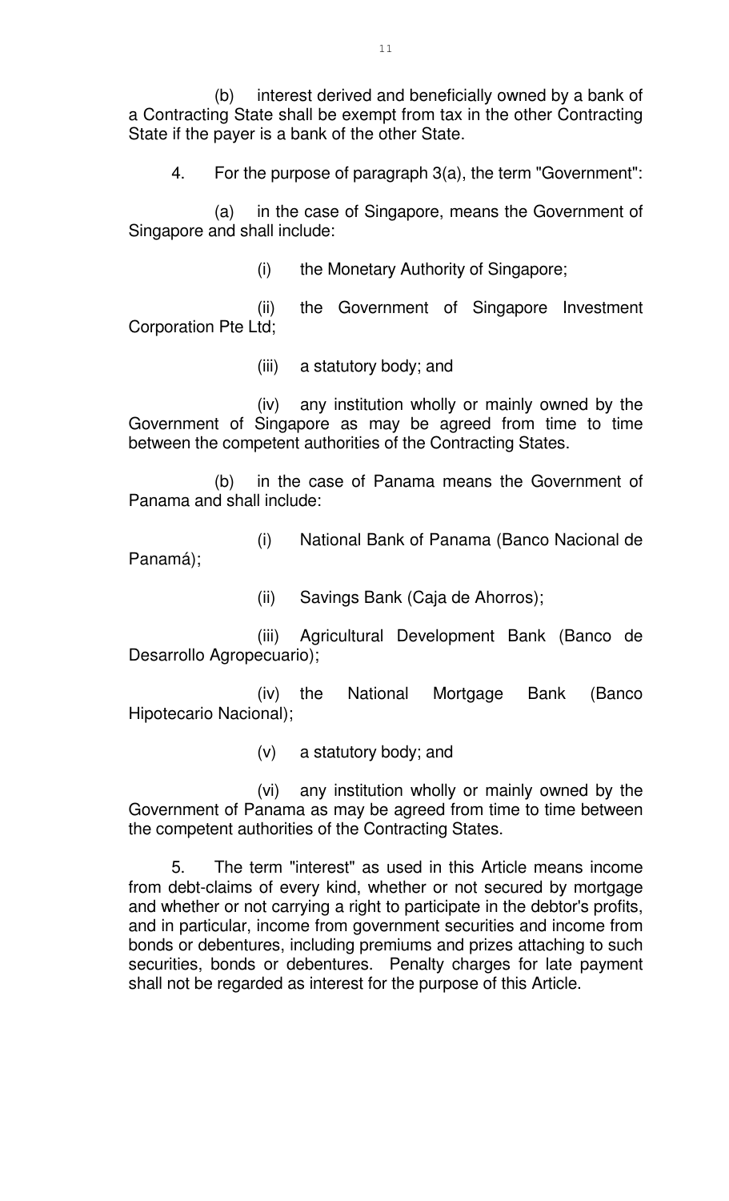(b) interest derived and beneficially owned by a bank of a Contracting State shall be exempt from tax in the other Contracting State if the payer is a bank of the other State.

4. For the purpose of paragraph 3(a), the term "Government":

(a) in the case of Singapore, means the Government of Singapore and shall include:

(i) the Monetary Authority of Singapore;

(ii) the Government of Singapore Investment Corporation Pte Ltd;

(iii) a statutory body; and

(iv) any institution wholly or mainly owned by the Government of Singapore as may be agreed from time to time between the competent authorities of the Contracting States.

(b) in the case of Panama means the Government of Panama and shall include:

(i) National Bank of Panama (Banco Nacional de Panamá);

(ii) Savings Bank (Caja de Ahorros);

(iii) Agricultural Development Bank (Banco de Desarrollo Agropecuario);

(iv) the National Mortgage Bank (Banco Hipotecario Nacional);

(v) a statutory body; and

(vi) any institution wholly or mainly owned by the Government of Panama as may be agreed from time to time between the competent authorities of the Contracting States.

5. The term "interest" as used in this Article means income from debt-claims of every kind, whether or not secured by mortgage and whether or not carrying a right to participate in the debtor's profits, and in particular, income from government securities and income from bonds or debentures, including premiums and prizes attaching to such securities, bonds or debentures. Penalty charges for late payment shall not be regarded as interest for the purpose of this Article.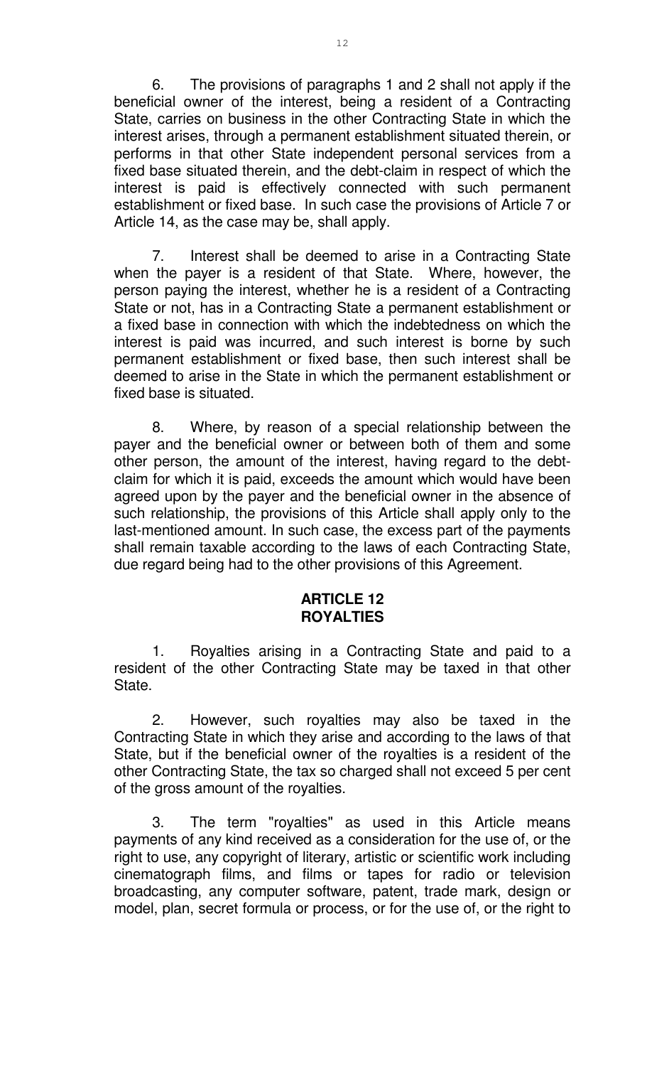6. The provisions of paragraphs 1 and 2 shall not apply if the beneficial owner of the interest, being a resident of a Contracting State, carries on business in the other Contracting State in which the interest arises, through a permanent establishment situated therein, or performs in that other State independent personal services from a fixed base situated therein, and the debt-claim in respect of which the interest is paid is effectively connected with such permanent establishment or fixed base. In such case the provisions of Article 7 or Article 14, as the case may be, shall apply.

7. Interest shall be deemed to arise in a Contracting State when the payer is a resident of that State. Where, however, the person paying the interest, whether he is a resident of a Contracting State or not, has in a Contracting State a permanent establishment or a fixed base in connection with which the indebtedness on which the interest is paid was incurred, and such interest is borne by such permanent establishment or fixed base, then such interest shall be deemed to arise in the State in which the permanent establishment or fixed base is situated.

8. Where, by reason of a special relationship between the payer and the beneficial owner or between both of them and some other person, the amount of the interest, having regard to the debt-claim for which it is paid, exceeds the amount which would have been agreed upon by the payer and the beneficial owner in the absence of such relationship, the provisions of this Article shall apply only to the last-mentioned amount. In such case, the excess part of the payments shall remain taxable according to the laws of each Contracting State, due regard being had to the other provisions of this Agreement.

## ARTICLE 12
## ROYALTIES

1. Royalties arising in a Contracting State and paid to a resident of the other Contracting State may be taxed in that other State.

2. However, such royalties may also be taxed in the Contracting State in which they arise and according to the laws of that State, but if the beneficial owner of the royalties is a resident of the other Contracting State, the tax so charged shall not exceed 5 per cent of the gross amount of the royalties.

3. The term "royalties" as used in this Article means payments of any kind received as a consideration for the use of, or the right to use, any copyright of literary, artistic or scientific work including cinematograph films, and films or tapes for radio or television broadcasting, any computer software, patent, trade mark, design or model, plan, secret formula or process, or for the use of, or the right to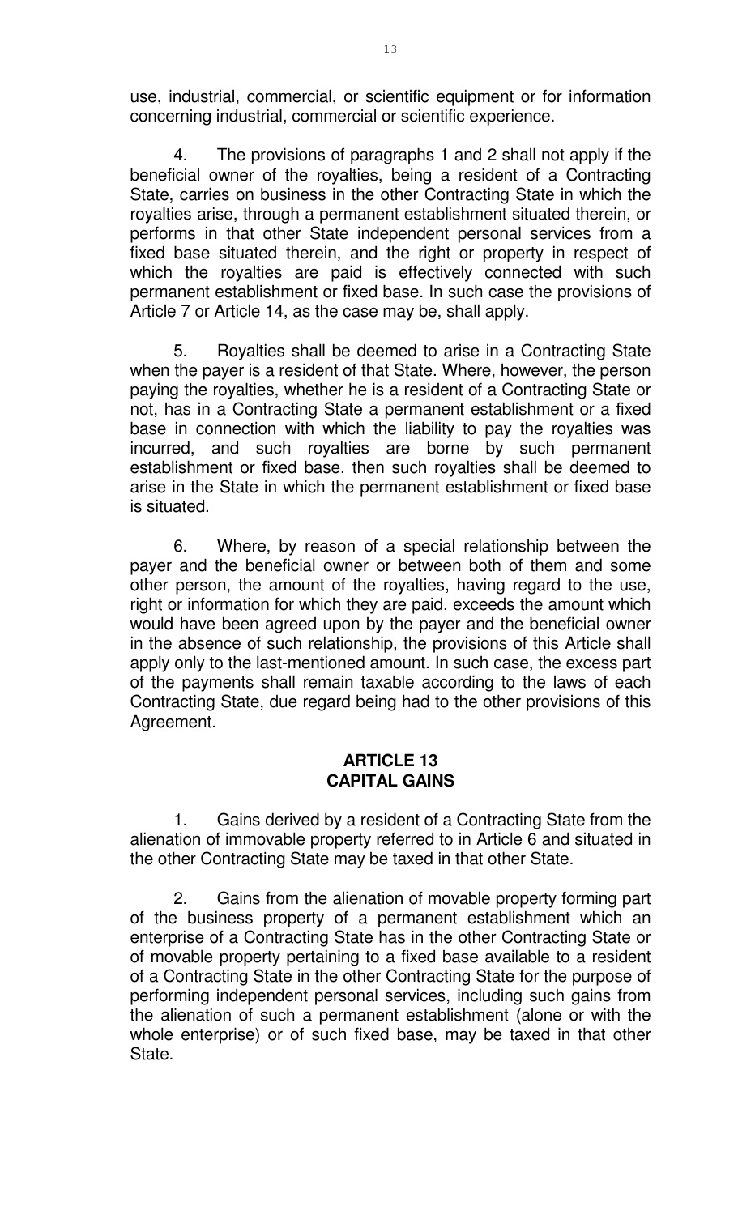use, industrial, commercial, or scientific equipment or for information concerning industrial, commercial or scientific experience.

4. The provisions of paragraphs 1 and 2 shall not apply if the beneficial owner of the royalties, being a resident of a Contracting State, carries on business in the other Contracting State in which the royalties arise, through a permanent establishment situated therein, or performs in that other State independent personal services from a fixed base situated therein, and the right or property in respect of which the royalties are paid is effectively connected with such permanent establishment or fixed base. In such case the provisions of Article 7 or Article 14, as the case may be, shall apply.

5. Royalties shall be deemed to arise in a Contracting State when the payer is a resident of that State. Where, however, the person paying the royalties, whether he is a resident of a Contracting State or not, has in a Contracting State a permanent establishment or a fixed base in connection with which the liability to pay the royalties was incurred, and such royalties are borne by such permanent establishment or fixed base, then such royalties shall be deemed to arise in the State in which the permanent establishment or fixed base is situated.

6. Where, by reason of a special relationship between the payer and the beneficial owner or between both of them and some other person, the amount of the royalties, having regard to the use, right or information for which they are paid, exceeds the amount which would have been agreed upon by the payer and the beneficial owner in the absence of such relationship, the provisions of this Article shall apply only to the last-mentioned amount. In such case, the excess part of the payments shall remain taxable according to the laws of each Contracting State, due regard being had to the other provisions of this Agreement.

## ARTICLE 13
## CAPITAL GAINS

1. Gains derived by a resident of a Contracting State from the alienation of immovable property referred to in Article 6 and situated in the other Contracting State may be taxed in that other State.

2. Gains from the alienation of movable property forming part of the business property of a permanent establishment which an enterprise of a Contracting State has in the other Contracting State or of movable property pertaining to a fixed base available to a resident of a Contracting State in the other Contracting State for the purpose of performing independent personal services, including such gains from the alienation of such a permanent establishment (alone or with the whole enterprise) or of such fixed base, may be taxed in that other State.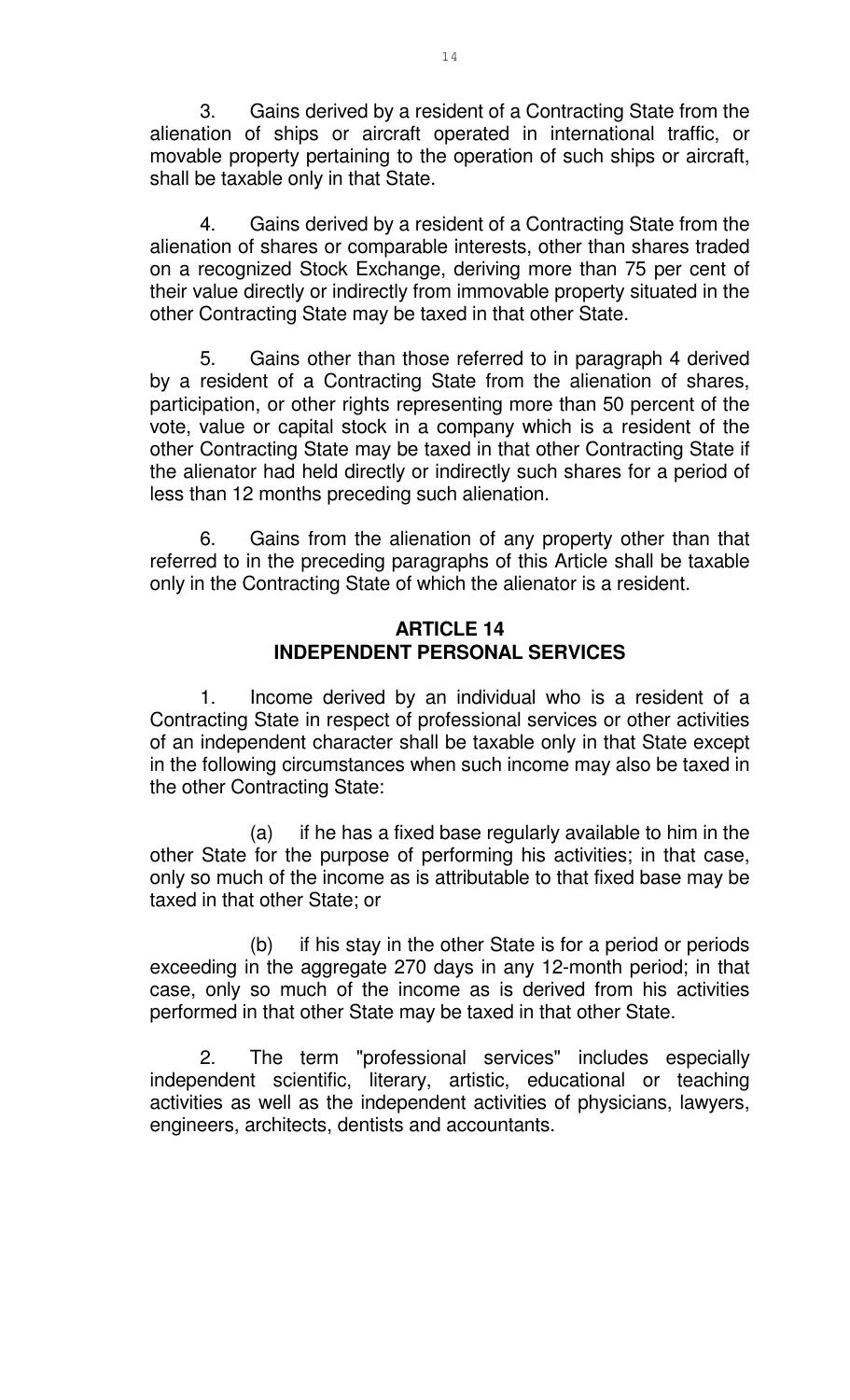3. Gains derived by a resident of a Contracting State from the alienation of ships or aircraft operated in international traffic, or movable property pertaining to the operation of such ships or aircraft, shall be taxable only in that State.

4. Gains derived by a resident of a Contracting State from the alienation of shares or comparable interests, other than shares traded on a recognized Stock Exchange, deriving more than 75 per cent of their value directly or indirectly from immovable property situated in the other Contracting State may be taxed in that other State.

5. Gains other than those referred to in paragraph 4 derived by a resident of a Contracting State from the alienation of shares, participation, or other rights representing more than 50 percent of the vote, value or capital stock in a company which is a resident of the other Contracting State may be taxed in that other Contracting State if the alienator had held directly or indirectly such shares for a period of less than 12 months preceding such alienation.

6. Gains from the alienation of any property other than that referred to in the preceding paragraphs of this Article shall be taxable only in the Contracting State of which the alienator is a resident.

## ARTICLE 14
## INDEPENDENT PERSONAL SERVICES

1. Income derived by an individual who is a resident of a Contracting State in respect of professional services or other activities of an independent character shall be taxable only in that State except in the following circumstances when such income may also be taxed in the other Contracting State:

(a) if he has a fixed base regularly available to him in the other State for the purpose of performing his activities; in that case, only so much of the income as is attributable to that fixed base may be taxed in that other State; or

(b) if his stay in the other State is for a period or periods exceeding in the aggregate 270 days in any 12-month period; in that case, only so much of the income as is derived from his activities performed in that other State may be taxed in that other State.

2. The term "professional services" includes especially independent scientific, literary, artistic, educational or teaching activities as well as the independent activities of physicians, lawyers, engineers, architects, dentists and accountants.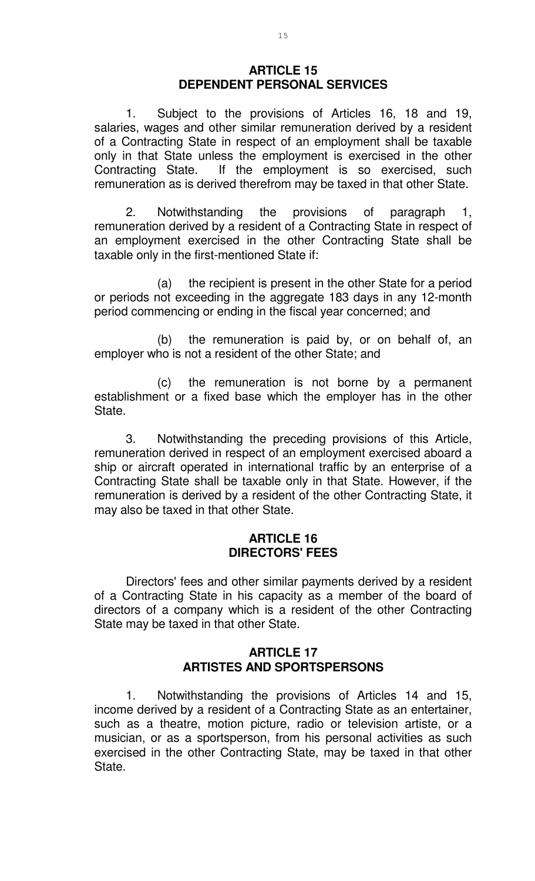## ARTICLE 15
## DEPENDENT PERSONAL SERVICES

1. Subject to the provisions of Articles 16, 18 and 19, salaries, wages and other similar remuneration derived by a resident of a Contracting State in respect of an employment shall be taxable only in that State unless the employment is exercised in the other Contracting State. If the employment is so exercised, such remuneration as is derived therefrom may be taxed in that other State.

2. Notwithstanding the provisions of paragraph 1, remuneration derived by a resident of a Contracting State in respect of an employment exercised in the other Contracting State shall be taxable only in the first-mentioned State if:

(a) the recipient is present in the other State for a period or periods not exceeding in the aggregate 183 days in any 12-month period commencing or ending in the fiscal year concerned; and

(b) the remuneration is paid by, or on behalf of, an employer who is not a resident of the other State; and

(c) the remuneration is not borne by a permanent establishment or a fixed base which the employer has in the other State.

3. Notwithstanding the preceding provisions of this Article, remuneration derived in respect of an employment exercised aboard a ship or aircraft operated in international traffic by an enterprise of a Contracting State shall be taxable only in that State. However, if the remuneration is derived by a resident of the other Contracting State, it may also be taxed in that other State.

## ARTICLE 16
## DIRECTORS' FEES

Directors' fees and other similar payments derived by a resident of a Contracting State in his capacity as a member of the board of directors of a company which is a resident of the other Contracting State may be taxed in that other State.

## ARTICLE 17
## ARTISTES AND SPORTSPERSONS

1. Notwithstanding the provisions of Articles 14 and 15, income derived by a resident of a Contracting State as an entertainer, such as a theatre, motion picture, radio or television artiste, or a musician, or as a sportsperson, from his personal activities as such exercised in the other Contracting State, may be taxed in that other State.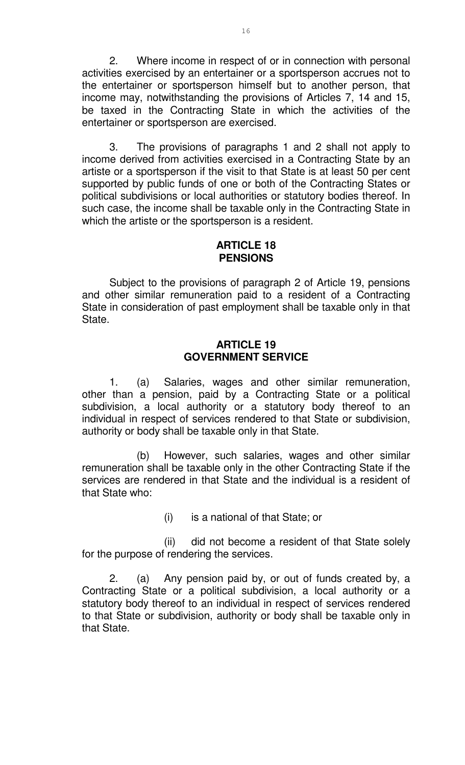2. Where income in respect of or in connection with personal activities exercised by an entertainer or a sportsperson accrues not to the entertainer or sportsperson himself but to another person, that income may, notwithstanding the provisions of Articles 7, 14 and 15, be taxed in the Contracting State in which the activities of the entertainer or sportsperson are exercised.

3. The provisions of paragraphs 1 and 2 shall not apply to income derived from activities exercised in a Contracting State by an artiste or a sportsperson if the visit to that State is at least 50 per cent supported by public funds of one or both of the Contracting States or political subdivisions or local authorities or statutory bodies thereof. In such case, the income shall be taxable only in the Contracting State in which the artiste or the sportsperson is a resident.

## ARTICLE 18
## PENSIONS

Subject to the provisions of paragraph 2 of Article 19, pensions and other similar remuneration paid to a resident of a Contracting State in consideration of past employment shall be taxable only in that State.

## ARTICLE 19
## GOVERNMENT SERVICE

1. (a) Salaries, wages and other similar remuneration, other than a pension, paid by a Contracting State or a political subdivision, a local authority or a statutory body thereof to an individual in respect of services rendered to that State or subdivision, authority or body shall be taxable only in that State.

(b) However, such salaries, wages and other similar remuneration shall be taxable only in the other Contracting State if the services are rendered in that State and the individual is a resident of that State who:

(i) is a national of that State; or

(ii) did not become a resident of that State solely for the purpose of rendering the services.

2. (a) Any pension paid by, or out of funds created by, a Contracting State or a political subdivision, a local authority or a statutory body thereof to an individual in respect of services rendered to that State or subdivision, authority or body shall be taxable only in that State.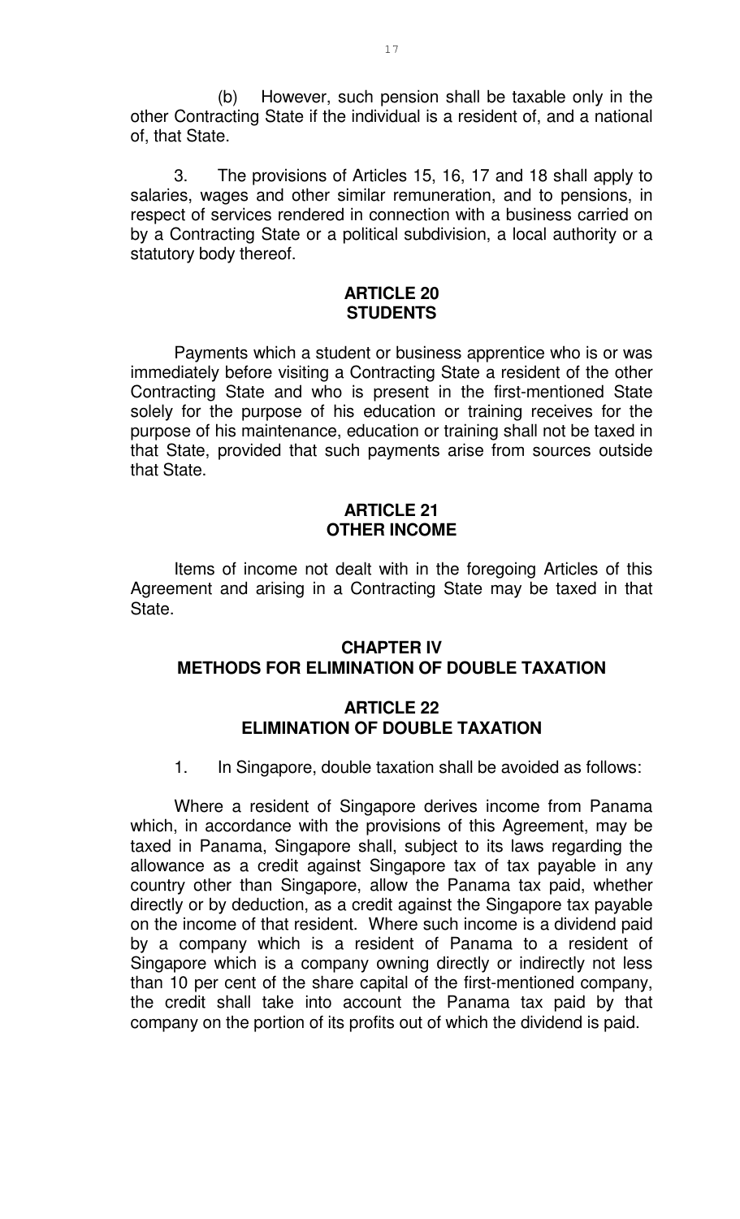(b) However, such pension shall be taxable only in the other Contracting State if the individual is a resident of, and a national of, that State.

3. The provisions of Articles 15, 16, 17 and 18 shall apply to salaries, wages and other similar remuneration, and to pensions, in respect of services rendered in connection with a business carried on by a Contracting State or a political subdivision, a local authority or a statutory body thereof.

## ARTICLE 20
## STUDENTS

Payments which a student or business apprentice who is or was immediately before visiting a Contracting State a resident of the other Contracting State and who is present in the first-mentioned State solely for the purpose of his education or training receives for the purpose of his maintenance, education or training shall not be taxed in that State, provided that such payments arise from sources outside that State.

## ARTICLE 21
## OTHER INCOME

Items of income not dealt with in the foregoing Articles of this Agreement and arising in a Contracting State may be taxed in that State.

# CHAPTER IV
# METHODS FOR ELIMINATION OF DOUBLE TAXATION

## ARTICLE 22
## ELIMINATION OF DOUBLE TAXATION

1. In Singapore, double taxation shall be avoided as follows:

Where a resident of Singapore derives income from Panama which, in accordance with the provisions of this Agreement, may be taxed in Panama, Singapore shall, subject to its laws regarding the allowance as a credit against Singapore tax of tax payable in any country other than Singapore, allow the Panama tax paid, whether directly or by deduction, as a credit against the Singapore tax payable on the income of that resident. Where such income is a dividend paid by a company which is a resident of Panama to a resident of Singapore which is a company owning directly or indirectly not less than 10 per cent of the share capital of the first-mentioned company, the credit shall take into account the Panama tax paid by that company on the portion of its profits out of which the dividend is paid.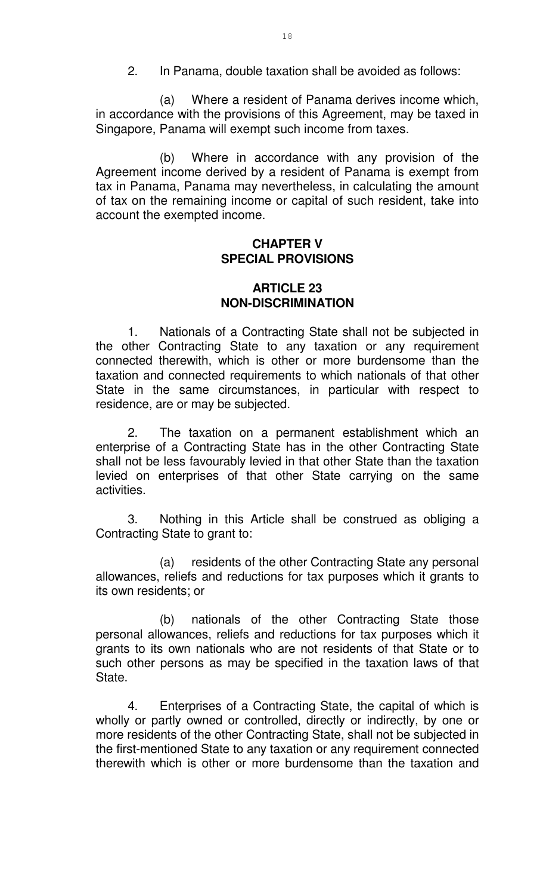2. In Panama, double taxation shall be avoided as follows:

(a) Where a resident of Panama derives income which, in accordance with the provisions of this Agreement, may be taxed in Singapore, Panama will exempt such income from taxes.

(b) Where in accordance with any provision of the Agreement income derived by a resident of Panama is exempt from tax in Panama, Panama may nevertheless, in calculating the amount of tax on the remaining income or capital of such resident, take into account the exempted income.

## CHAPTER V
## SPECIAL PROVISIONS

### ARTICLE 23
### NON-DISCRIMINATION

1. Nationals of a Contracting State shall not be subjected in the other Contracting State to any taxation or any requirement connected therewith, which is other or more burdensome than the taxation and connected requirements to which nationals of that other State in the same circumstances, in particular with respect to residence, are or may be subjected.

2. The taxation on a permanent establishment which an enterprise of a Contracting State has in the other Contracting State shall not be less favourably levied in that other State than the taxation levied on enterprises of that other State carrying on the same activities.

3. Nothing in this Article shall be construed as obliging a Contracting State to grant to:

(a) residents of the other Contracting State any personal allowances, reliefs and reductions for tax purposes which it grants to its own residents; or

(b) nationals of the other Contracting State those personal allowances, reliefs and reductions for tax purposes which it grants to its own nationals who are not residents of that State or to such other persons as may be specified in the taxation laws of that State.

4. Enterprises of a Contracting State, the capital of which is wholly or partly owned or controlled, directly or indirectly, by one or more residents of the other Contracting State, shall not be subjected in the first-mentioned State to any taxation or any requirement connected therewith which is other or more burdensome than the taxation and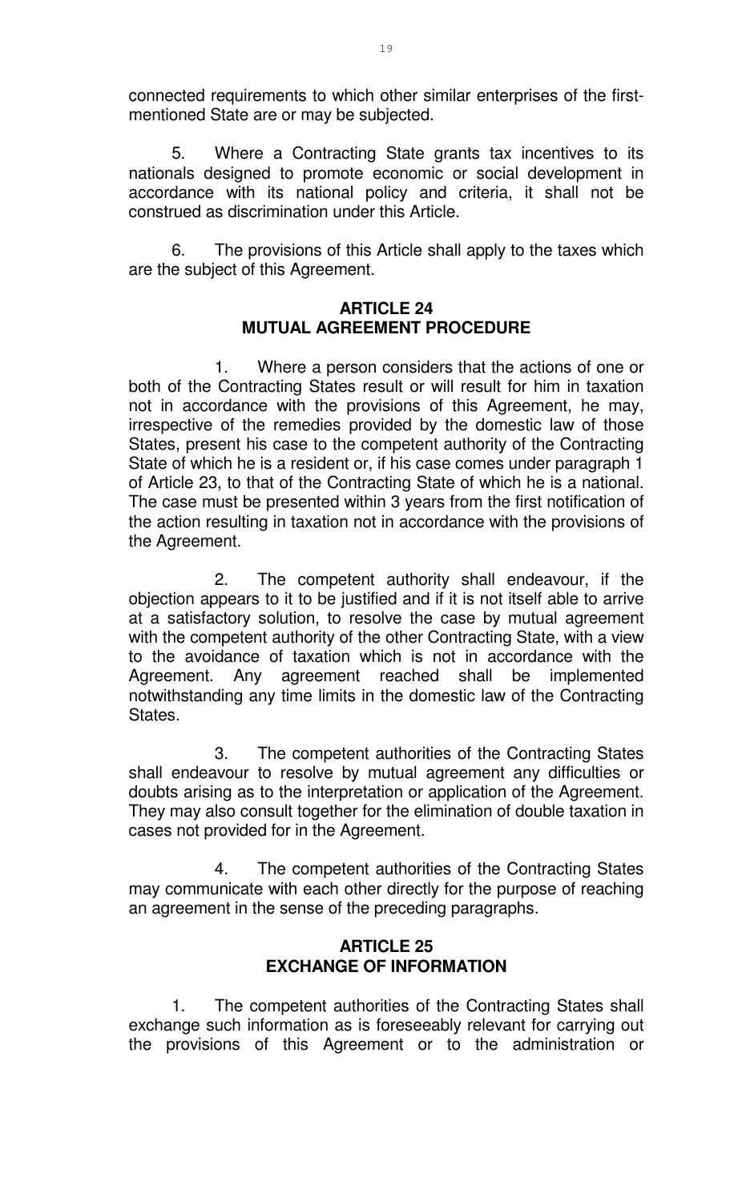connected requirements to which other similar enterprises of the first-mentioned State are or may be subjected.

5. Where a Contracting State grants tax incentives to its nationals designed to promote economic or social development in accordance with its national policy and criteria, it shall not be construed as discrimination under this Article.

6. The provisions of this Article shall apply to the taxes which are the subject of this Agreement.

## ARTICLE 24
## MUTUAL AGREEMENT PROCEDURE

1. Where a person considers that the actions of one or both of the Contracting States result or will result for him in taxation not in accordance with the provisions of this Agreement, he may, irrespective of the remedies provided by the domestic law of those States, present his case to the competent authority of the Contracting State of which he is a resident or, if his case comes under paragraph 1 of Article 23, to that of the Contracting State of which he is a national. The case must be presented within 3 years from the first notification of the action resulting in taxation not in accordance with the provisions of the Agreement.

2. The competent authority shall endeavour, if the objection appears to it to be justified and if it is not itself able to arrive at a satisfactory solution, to resolve the case by mutual agreement with the competent authority of the other Contracting State, with a view to the avoidance of taxation which is not in accordance with the Agreement. Any agreement reached shall be implemented notwithstanding any time limits in the domestic law of the Contracting States.

3. The competent authorities of the Contracting States shall endeavour to resolve by mutual agreement any difficulties or doubts arising as to the interpretation or application of the Agreement. They may also consult together for the elimination of double taxation in cases not provided for in the Agreement.

4. The competent authorities of the Contracting States may communicate with each other directly for the purpose of reaching an agreement in the sense of the preceding paragraphs.

## ARTICLE 25
## EXCHANGE OF INFORMATION

1. The competent authorities of the Contracting States shall exchange such information as is foreseeably relevant for carrying out the provisions of this Agreement or to the administration or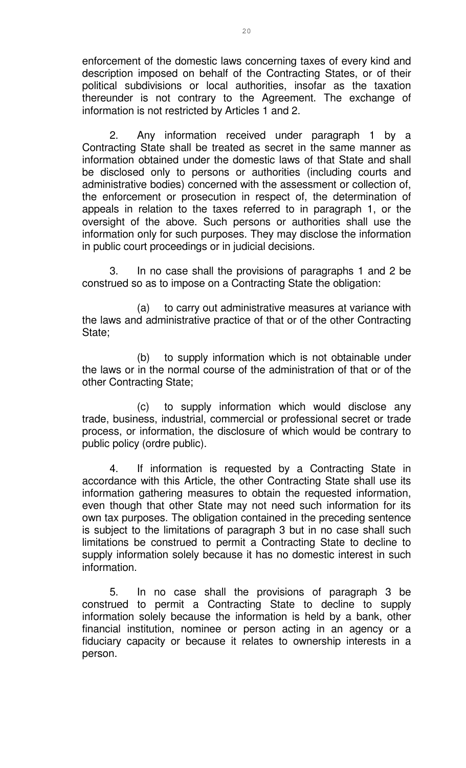enforcement of the domestic laws concerning taxes of every kind and description imposed on behalf of the Contracting States, or of their political subdivisions or local authorities, insofar as the taxation thereunder is not contrary to the Agreement. The exchange of information is not restricted by Articles 1 and 2.

2. Any information received under paragraph 1 by a Contracting State shall be treated as secret in the same manner as information obtained under the domestic laws of that State and shall be disclosed only to persons or authorities (including courts and administrative bodies) concerned with the assessment or collection of, the enforcement or prosecution in respect of, the determination of appeals in relation to the taxes referred to in paragraph 1, or the oversight of the above. Such persons or authorities shall use the information only for such purposes. They may disclose the information in public court proceedings or in judicial decisions.

3. In no case shall the provisions of paragraphs 1 and 2 be construed so as to impose on a Contracting State the obligation:

(a) to carry out administrative measures at variance with the laws and administrative practice of that or of the other Contracting State;

(b) to supply information which is not obtainable under the laws or in the normal course of the administration of that or of the other Contracting State;

(c) to supply information which would disclose any trade, business, industrial, commercial or professional secret or trade process, or information, the disclosure of which would be contrary to public policy (ordre public).

4. If information is requested by a Contracting State in accordance with this Article, the other Contracting State shall use its information gathering measures to obtain the requested information, even though that other State may not need such information for its own tax purposes. The obligation contained in the preceding sentence is subject to the limitations of paragraph 3 but in no case shall such limitations be construed to permit a Contracting State to decline to supply information solely because it has no domestic interest in such information.

5. In no case shall the provisions of paragraph 3 be construed to permit a Contracting State to decline to supply information solely because the information is held by a bank, other financial institution, nominee or person acting in an agency or a fiduciary capacity or because it relates to ownership interests in a person.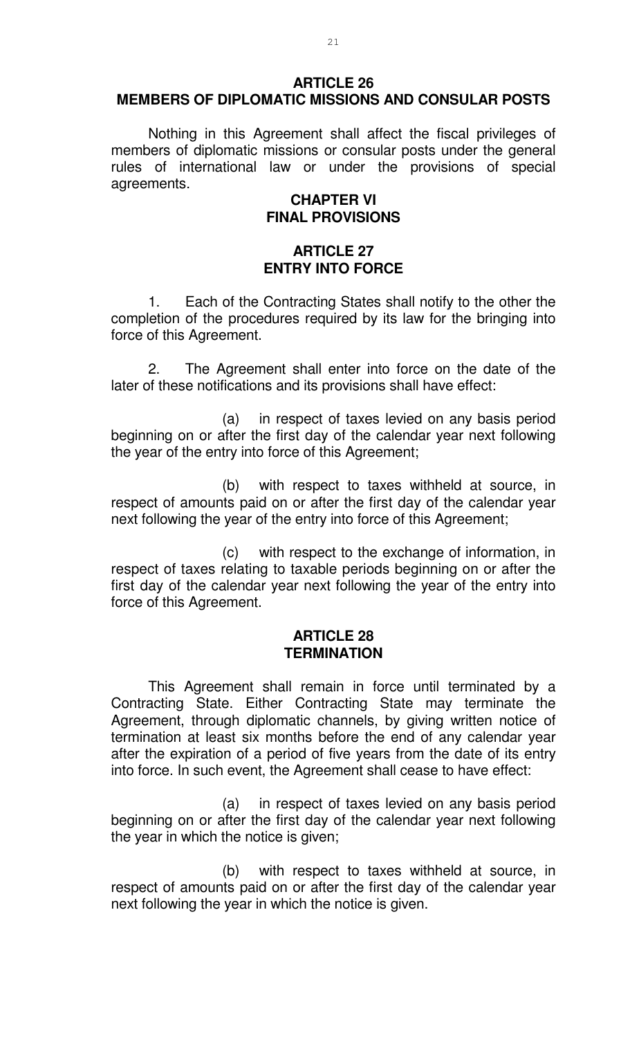## ARTICLE 26
## MEMBERS OF DIPLOMATIC MISSIONS AND CONSULAR POSTS

Nothing in this Agreement shall affect the fiscal privileges of members of diplomatic missions or consular posts under the general rules of international law or under the provisions of special agreements.

# CHAPTER VI
# FINAL PROVISIONS

## ARTICLE 27
## ENTRY INTO FORCE

1. Each of the Contracting States shall notify to the other the completion of the procedures required by its law for the bringing into force of this Agreement.

2. The Agreement shall enter into force on the date of the later of these notifications and its provisions shall have effect:

(a) in respect of taxes levied on any basis period beginning on or after the first day of the calendar year next following the year of the entry into force of this Agreement;

(b) with respect to taxes withheld at source, in respect of amounts paid on or after the first day of the calendar year next following the year of the entry into force of this Agreement;

(c) with respect to the exchange of information, in respect of taxes relating to taxable periods beginning on or after the first day of the calendar year next following the year of the entry into force of this Agreement.

## ARTICLE 28
## TERMINATION

This Agreement shall remain in force until terminated by a Contracting State. Either Contracting State may terminate the Agreement, through diplomatic channels, by giving written notice of termination at least six months before the end of any calendar year after the expiration of a period of five years from the date of its entry into force. In such event, the Agreement shall cease to have effect:

(a) in respect of taxes levied on any basis period beginning on or after the first day of the calendar year next following the year in which the notice is given;

(b) with respect to taxes withheld at source, in respect of amounts paid on or after the first day of the calendar year next following the year in which the notice is given.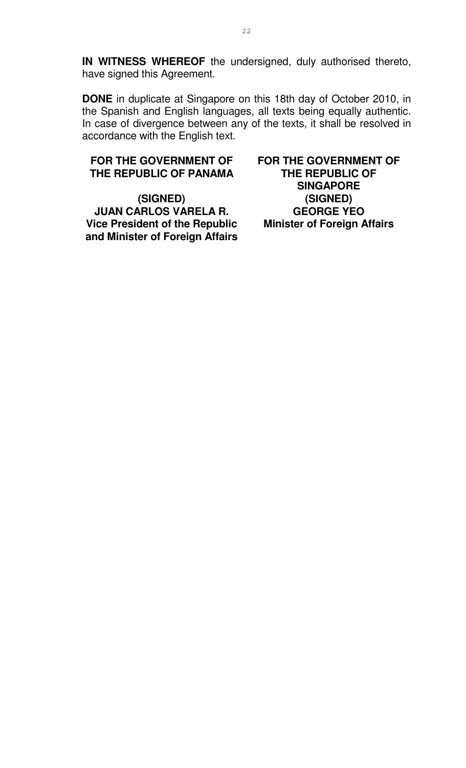**IN WITNESS WHEREOF** the undersigned, duly authorised thereto, have signed this Agreement.

**DONE** in duplicate at Singapore on this 18th day of October 2010, in the Spanish and English languages, all texts being equally authentic. In case of divergence between any of the texts, it shall be resolved in accordance with the English text.

**FOR THE GOVERNMENT OF THE REPUBLIC OF PANAMA**

**(SIGNED)**
**JUAN CARLOS VARELA R.**
**Vice President of the Republic and Minister of Foreign Affairs**

**FOR THE GOVERNMENT OF THE REPUBLIC OF SINGAPORE**

**(SIGNED)**
**GEORGE YEO**
**Minister of Foreign Affairs**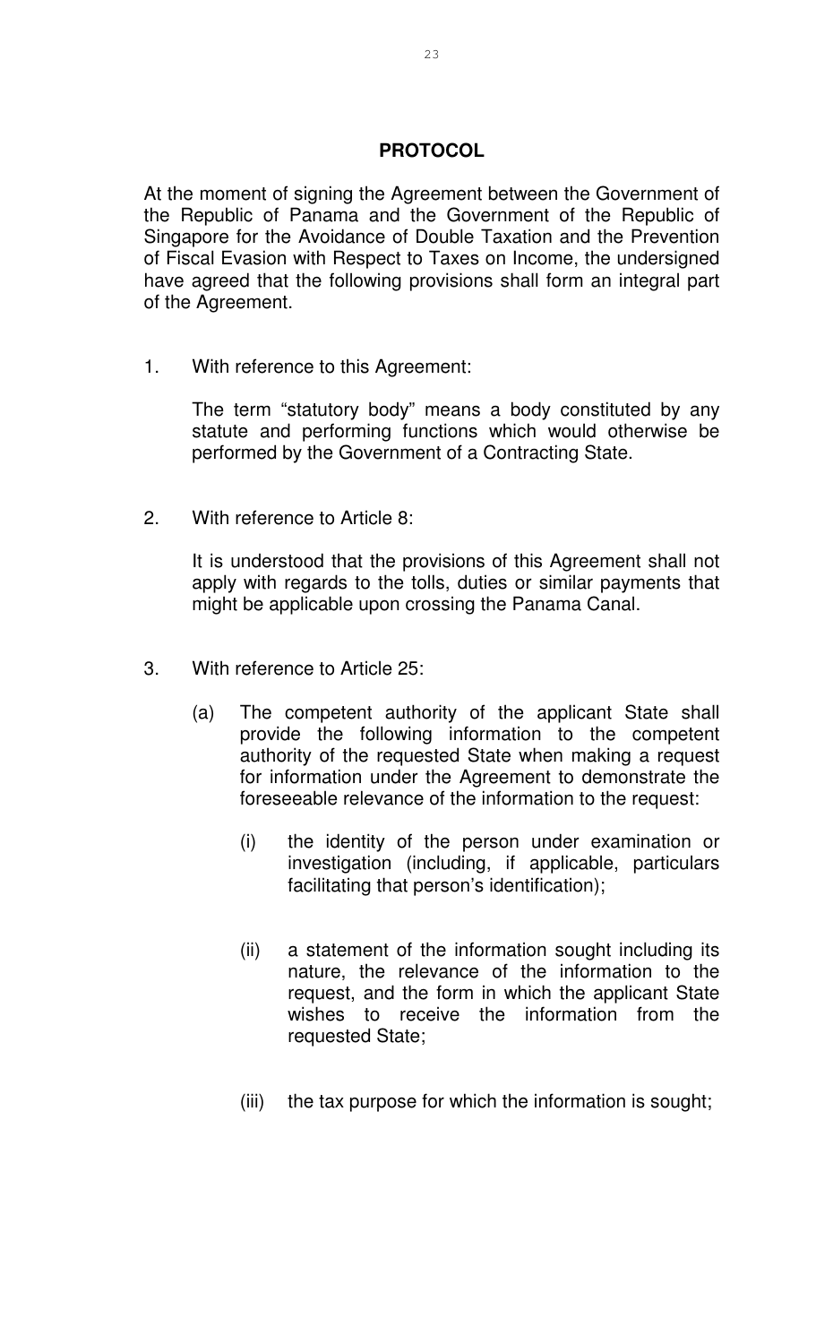## PROTOCOL

At the moment of signing the Agreement between the Government of the Republic of Panama and the Government of the Republic of Singapore for the Avoidance of Double Taxation and the Prevention of Fiscal Evasion with Respect to Taxes on Income, the undersigned have agreed that the following provisions shall form an integral part of the Agreement.

1. With reference to this Agreement:

   The term "statutory body" means a body constituted by any statute and performing functions which would otherwise be performed by the Government of a Contracting State.

2. With reference to Article 8:

   It is understood that the provisions of this Agreement shall not apply with regards to the tolls, duties or similar payments that might be applicable upon crossing the Panama Canal.

3. With reference to Article 25:

   (a) The competent authority of the applicant State shall provide the following information to the competent authority of the requested State when making a request for information under the Agreement to demonstrate the foreseeable relevance of the information to the request:

      (i) the identity of the person under examination or investigation (including, if applicable, particulars facilitating that person's identification);

      (ii) a statement of the information sought including its nature, the relevance of the information to the request, and the form in which the applicant State wishes to receive the information from the requested State;

      (iii) the tax purpose for which the information is sought;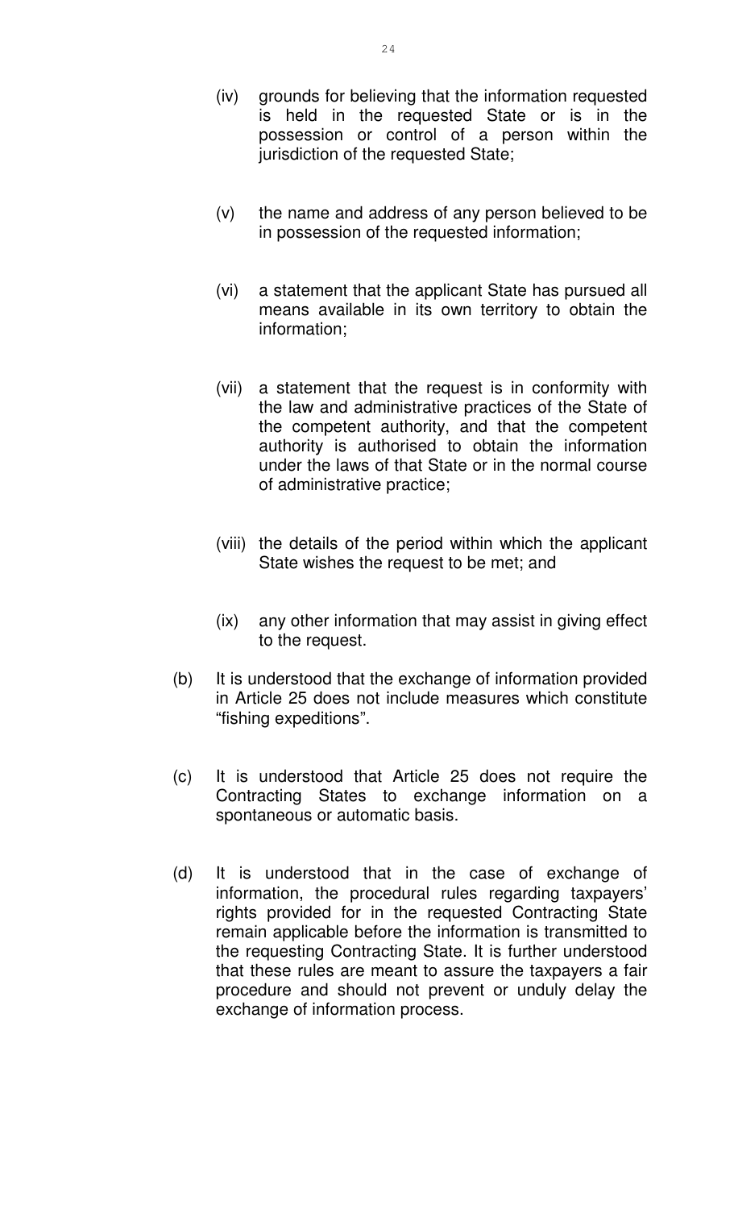(iv) grounds for believing that the information requested is held in the requested State or is in the possession or control of a person within the jurisdiction of the requested State;

(v) the name and address of any person believed to be in possession of the requested information;

(vi) a statement that the applicant State has pursued all means available in its own territory to obtain the information;

(vii) a statement that the request is in conformity with the law and administrative practices of the State of the competent authority, and that the competent authority is authorised to obtain the information under the laws of that State or in the normal course of administrative practice;

(viii) the details of the period within which the applicant State wishes the request to be met; and

(ix) any other information that may assist in giving effect to the request.

(b) It is understood that the exchange of information provided in Article 25 does not include measures which constitute "fishing expeditions".

(c) It is understood that Article 25 does not require the Contracting States to exchange information on a spontaneous or automatic basis.

(d) It is understood that in the case of exchange of information, the procedural rules regarding taxpayers' rights provided for in the requested Contracting State remain applicable before the information is transmitted to the requesting Contracting State. It is further understood that these rules are meant to assure the taxpayers a fair procedure and should not prevent or unduly delay the exchange of information process.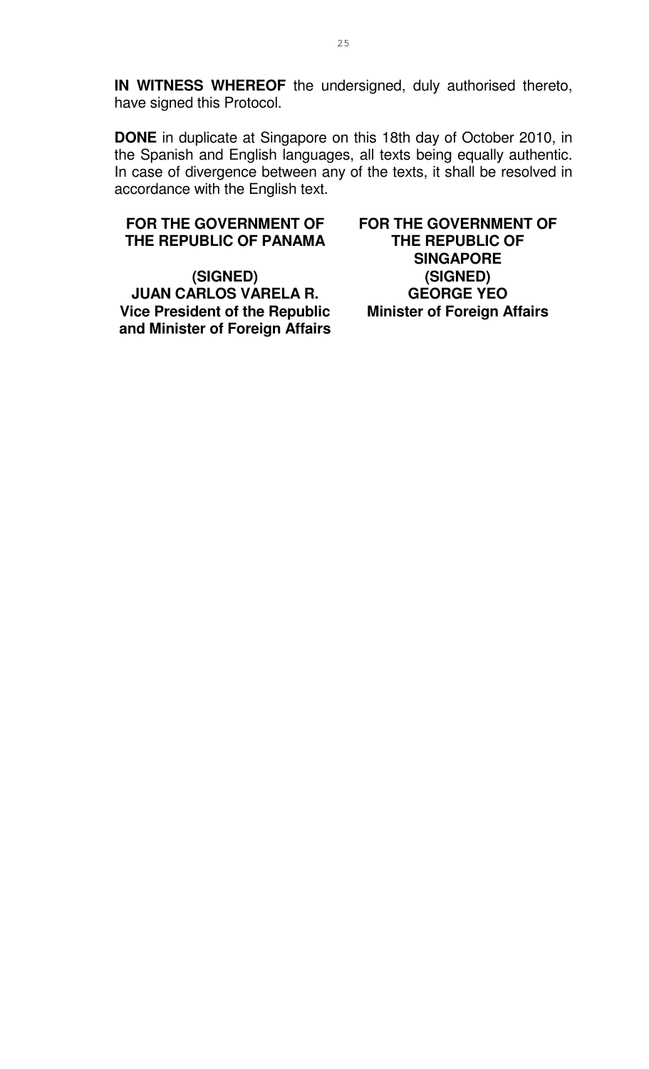**IN WITNESS WHEREOF** the undersigned, duly authorised thereto, have signed this Protocol.

**DONE** in duplicate at Singapore on this 18th day of October 2010, in the Spanish and English languages, all texts being equally authentic. In case of divergence between any of the texts, it shall be resolved in accordance with the English text.

**FOR THE GOVERNMENT OF THE REPUBLIC OF PANAMA**

**(SIGNED)**
**JUAN CARLOS VARELA R.**
**Vice President of the Republic and Minister of Foreign Affairs**

**FOR THE GOVERNMENT OF THE REPUBLIC OF SINGAPORE**

**(SIGNED)**
**GEORGE YEO**
**Minister of Foreign Affairs**